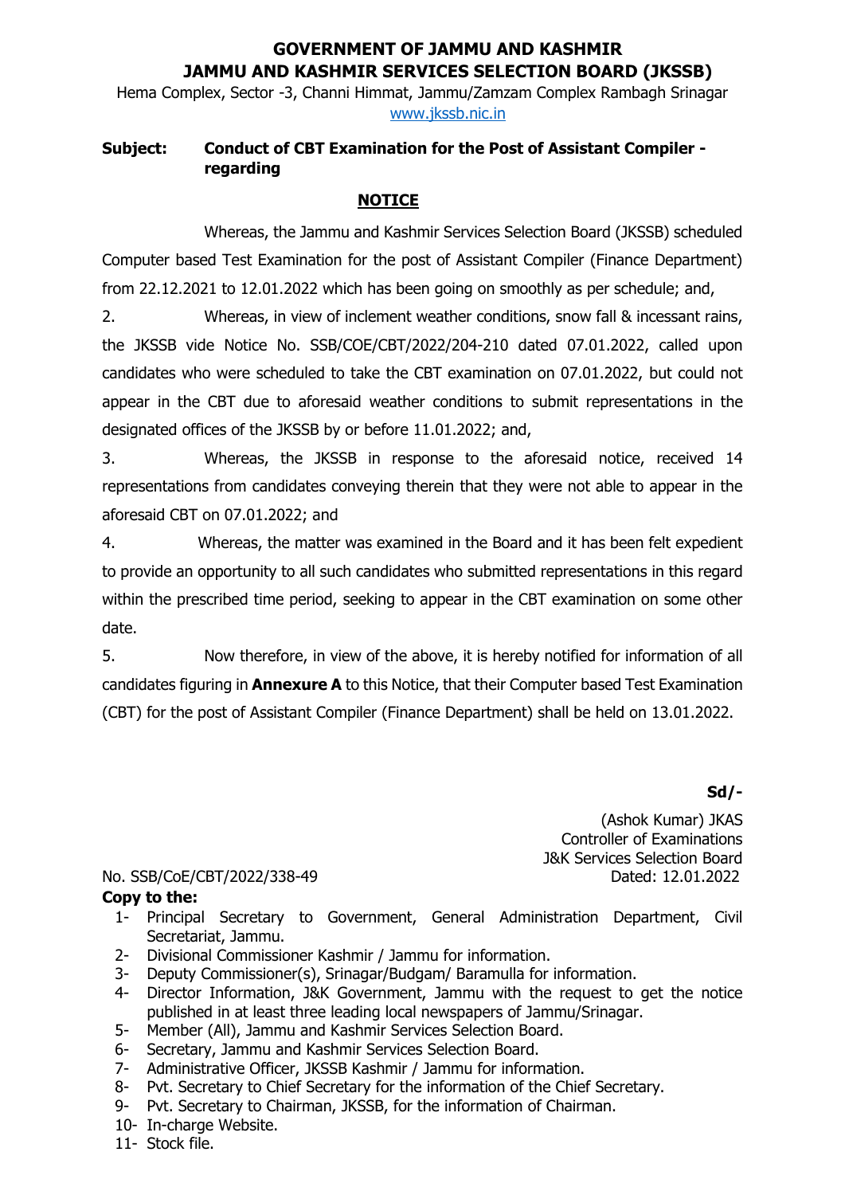# GOVERNMENT OF JAMMU AND KASHMIR
# JAMMU AND KASHMIR SERVICES SELECTION BOARD (JKSSB)

Hema Complex, Sector -3, Channi Himmat, Jammu/Zamzam Complex Rambagh Srinagar
www.jkssb.nic.in

**Subject: Conduct of CBT Examination for the Post of Assistant Compiler - regarding**

## NOTICE

Whereas, the Jammu and Kashmir Services Selection Board (JKSSB) scheduled Computer based Test Examination for the post of Assistant Compiler (Finance Department) from 22.12.2021 to 12.01.2022 which has been going on smoothly as per schedule; and,

2. Whereas, in view of inclement weather conditions, snow fall & incessant rains, the JKSSB vide Notice No. SSB/COE/CBT/2022/204-210 dated 07.01.2022, called upon candidates who were scheduled to take the CBT examination on 07.01.2022, but could not appear in the CBT due to aforesaid weather conditions to submit representations in the designated offices of the JKSSB by or before 11.01.2022; and,

3. Whereas, the JKSSB in response to the aforesaid notice, received 14 representations from candidates conveying therein that they were not able to appear in the aforesaid CBT on 07.01.2022; and

4. Whereas, the matter was examined in the Board and it has been felt expedient to provide an opportunity to all such candidates who submitted representations in this regard within the prescribed time period, seeking to appear in the CBT examination on some other date.

5. Now therefore, in view of the above, it is hereby notified for information of all candidates figuring in **Annexure A** to this Notice, that their Computer based Test Examination (CBT) for the post of Assistant Compiler (Finance Department) shall be held on 13.01.2022.

**Sd/-**

(Ashok Kumar) JKAS
Controller of Examinations
J&K Services Selection Board
Dated: 12.01.2022

No. SSB/CoE/CBT/2022/338-49

**Copy to the:**

1- Principal Secretary to Government, General Administration Department, Civil Secretariat, Jammu.
2- Divisional Commissioner Kashmir / Jammu for information.
3- Deputy Commissioner(s), Srinagar/Budgam/ Baramulla for information.
4- Director Information, J&K Government, Jammu with the request to get the notice published in at least three leading local newspapers of Jammu/Srinagar.
5- Member (All), Jammu and Kashmir Services Selection Board.
6- Secretary, Jammu and Kashmir Services Selection Board.
7- Administrative Officer, JKSSB Kashmir / Jammu for information.
8- Pvt. Secretary to Chief Secretary for the information of the Chief Secretary.
9- Pvt. Secretary to Chairman, JKSSB, for the information of Chairman.
10- In-charge Website.
11- Stock file.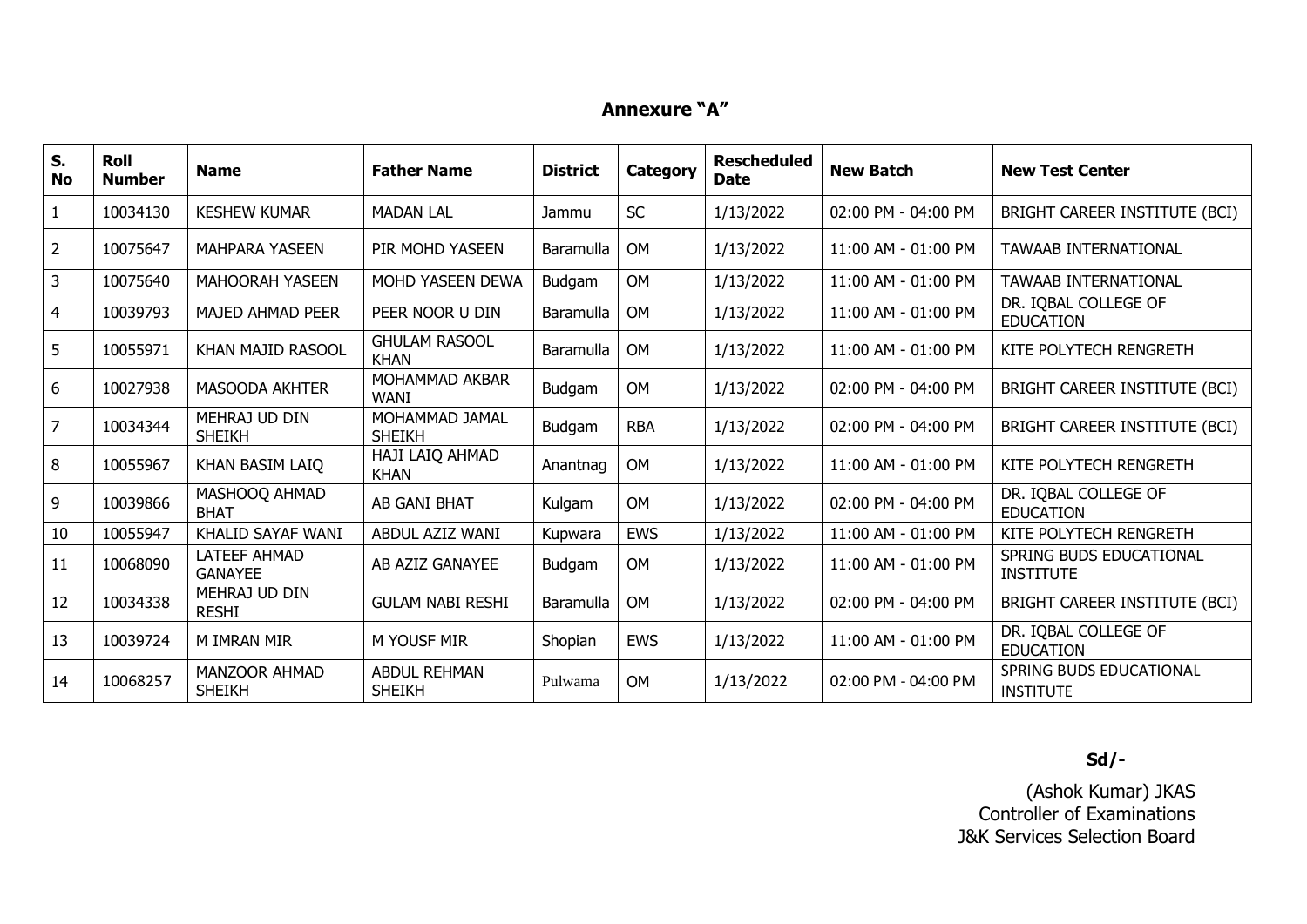## Annexure "A"

| S. No | Roll Number | Name | Father Name | District | Category | Rescheduled Date | New Batch | New Test Center |
|---|---|---|---|---|---|---|---|---|
| 1 | 10034130 | KESHEW KUMAR | MADAN LAL | Jammu | SC | 1/13/2022 | 02:00 PM - 04:00 PM | BRIGHT CAREER INSTITUTE (BCI) |
| 2 | 10075647 | MAHPARA YASEEN | PIR MOHD YASEEN | Baramulla | OM | 1/13/2022 | 11:00 AM - 01:00 PM | TAWAAB INTERNATIONAL |
| 3 | 10075640 | MAHOORAH YASEEN | MOHD YASEEN DEWA | Budgam | OM | 1/13/2022 | 11:00 AM - 01:00 PM | TAWAAB INTERNATIONAL |
| 4 | 10039793 | MAJED AHMAD PEER | PEER NOOR U DIN | Baramulla | OM | 1/13/2022 | 11:00 AM - 01:00 PM | DR. IQBAL COLLEGE OF EDUCATION |
| 5 | 10055971 | KHAN MAJID RASOOL | GHULAM RASOOL KHAN | Baramulla | OM | 1/13/2022 | 11:00 AM - 01:00 PM | KITE POLYTECH RENGRETH |
| 6 | 10027938 | MASOODA AKHTER | MOHAMMAD AKBAR WANI | Budgam | OM | 1/13/2022 | 02:00 PM - 04:00 PM | BRIGHT CAREER INSTITUTE (BCI) |
| 7 | 10034344 | MEHRAJ UD DIN SHEIKH | MOHAMMAD JAMAL SHEIKH | Budgam | RBA | 1/13/2022 | 02:00 PM - 04:00 PM | BRIGHT CAREER INSTITUTE (BCI) |
| 8 | 10055967 | KHAN BASIM LAIQ | HAJI LAIQ AHMAD KHAN | Anantnag | OM | 1/13/2022 | 11:00 AM - 01:00 PM | KITE POLYTECH RENGRETH |
| 9 | 10039866 | MASHOOQ AHMAD BHAT | AB GANI BHAT | Kulgam | OM | 1/13/2022 | 02:00 PM - 04:00 PM | DR. IQBAL COLLEGE OF EDUCATION |
| 10 | 10055947 | KHALID SAYAF WANI | ABDUL AZIZ WANI | Kupwara | EWS | 1/13/2022 | 11:00 AM - 01:00 PM | KITE POLYTECH RENGRETH |
| 11 | 10068090 | LATEEF AHMAD GANAYEE | AB AZIZ GANAYEE | Budgam | OM | 1/13/2022 | 11:00 AM - 01:00 PM | SPRING BUDS EDUCATIONAL INSTITUTE |
| 12 | 10034338 | MEHRAJ UD DIN RESHI | GULAM NABI RESHI | Baramulla | OM | 1/13/2022 | 02:00 PM - 04:00 PM | BRIGHT CAREER INSTITUTE (BCI) |
| 13 | 10039724 | M IMRAN MIR | M YOUSF MIR | Shopian | EWS | 1/13/2022 | 11:00 AM - 01:00 PM | DR. IQBAL COLLEGE OF EDUCATION |
| 14 | 10068257 | MANZOOR AHMAD SHEIKH | ABDUL REHMAN SHEIKH | Pulwama | OM | 1/13/2022 | 02:00 PM - 04:00 PM | SPRING BUDS EDUCATIONAL INSTITUTE |

**Sd/-**

(Ashok Kumar) JKAS
Controller of Examinations
J&K Services Selection Board